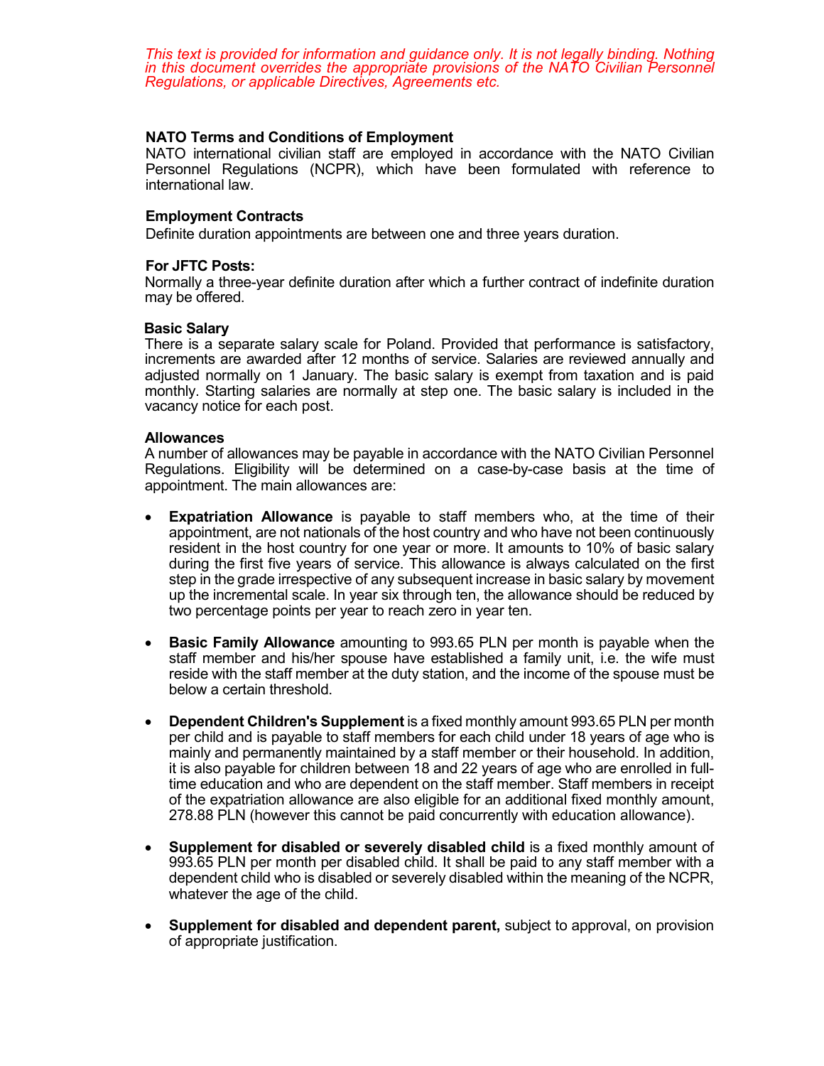*This text is provided for information and guidance only. It is not legally binding. Nothing in this document overrides the appropriate provisions of the NATO Civilian Personnel Regulations, or applicable Directives, Agreements etc.*

**NATO Terms and Conditions of Employment**

NATO international civilian staff are employed in accordance with the NATO Civilian Personnel Regulations (NCPR), which have been formulated with reference to international law.

**Employment Contracts**

Definite duration appointments are between one and three years duration.

**For JFTC Posts:**

Normally a three-year definite duration after which a further contract of indefinite duration may be offered.

**Basic Salary**

There is a separate salary scale for Poland. Provided that performance is satisfactory, increments are awarded after 12 months of service. Salaries are reviewed annually and adjusted normally on 1 January. The basic salary is exempt from taxation and is paid monthly. Starting salaries are normally at step one. The basic salary is included in the vacancy notice for each post.

**Allowances**

A number of allowances may be payable in accordance with the NATO Civilian Personnel Regulations. Eligibility will be determined on a case-by-case basis at the time of appointment. The main allowances are:

- **Expatriation Allowance** is payable to staff members who, at the time of their appointment, are not nationals of the host country and who have not been continuously resident in the host country for one year or more. It amounts to 10% of basic salary during the first five years of service. This allowance is always calculated on the first step in the grade irrespective of any subsequent increase in basic salary by movement up the incremental scale. In year six through ten, the allowance should be reduced by two percentage points per year to reach zero in year ten.

- **Basic Family Allowance** amounting to 993.65 PLN per month is payable when the staff member and his/her spouse have established a family unit, i.e. the wife must reside with the staff member at the duty station, and the income of the spouse must be below a certain threshold.

- **Dependent Children's Supplement** is a fixed monthly amount 993.65 PLN per month per child and is payable to staff members for each child under 18 years of age who is mainly and permanently maintained by a staff member or their household. In addition, it is also payable for children between 18 and 22 years of age who are enrolled in full-time education and who are dependent on the staff member. Staff members in receipt of the expatriation allowance are also eligible for an additional fixed monthly amount, 278.88 PLN (however this cannot be paid concurrently with education allowance).

- **Supplement for disabled or severely disabled child** is a fixed monthly amount of 993.65 PLN per month per disabled child. It shall be paid to any staff member with a dependent child who is disabled or severely disabled within the meaning of the NCPR, whatever the age of the child.

- **Supplement for disabled and dependent parent,** subject to approval, on provision of appropriate justification.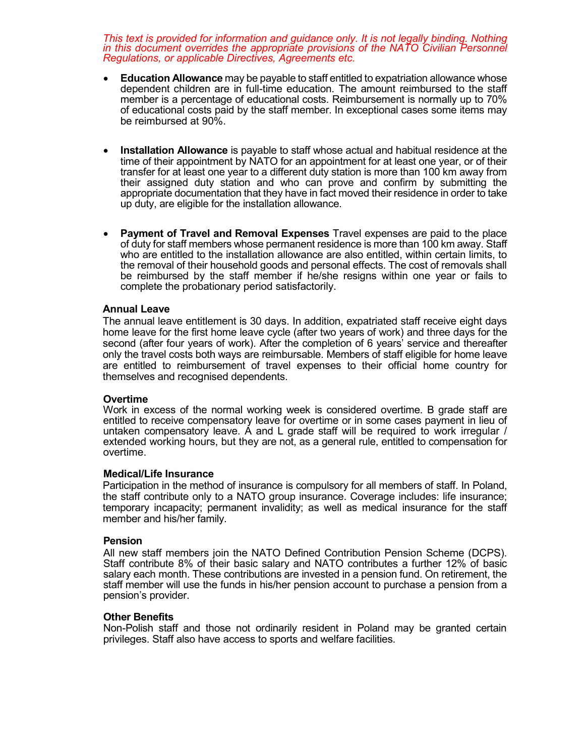*This text is provided for information and guidance only. It is not legally binding. Nothing in this document overrides the appropriate provisions of the NATO Civilian Personnel Regulations, or applicable Directives, Agreements etc.*

- **Education Allowance** may be payable to staff entitled to expatriation allowance whose dependent children are in full-time education. The amount reimbursed to the staff member is a percentage of educational costs. Reimbursement is normally up to 70% of educational costs paid by the staff member. In exceptional cases some items may be reimbursed at 90%.

- **Installation Allowance** is payable to staff whose actual and habitual residence at the time of their appointment by NATO for an appointment for at least one year, or of their transfer for at least one year to a different duty station is more than 100 km away from their assigned duty station and who can prove and confirm by submitting the appropriate documentation that they have in fact moved their residence in order to take up duty, are eligible for the installation allowance.

- **Payment of Travel and Removal Expenses** Travel expenses are paid to the place of duty for staff members whose permanent residence is more than 100 km away. Staff who are entitled to the installation allowance are also entitled, within certain limits, to the removal of their household goods and personal effects. The cost of removals shall be reimbursed by the staff member if he/she resigns within one year or fails to complete the probationary period satisfactorily.

**Annual Leave**

The annual leave entitlement is 30 days. In addition, expatriated staff receive eight days home leave for the first home leave cycle (after two years of work) and three days for the second (after four years of work). After the completion of 6 years' service and thereafter only the travel costs both ways are reimbursable. Members of staff eligible for home leave are entitled to reimbursement of travel expenses to their official home country for themselves and recognised dependents.

**Overtime**

Work in excess of the normal working week is considered overtime. B grade staff are entitled to receive compensatory leave for overtime or in some cases payment in lieu of untaken compensatory leave. A and L grade staff will be required to work irregular / extended working hours, but they are not, as a general rule, entitled to compensation for overtime.

**Medical/Life Insurance**

Participation in the method of insurance is compulsory for all members of staff. In Poland, the staff contribute only to a NATO group insurance. Coverage includes: life insurance; temporary incapacity; permanent invalidity; as well as medical insurance for the staff member and his/her family.

**Pension**

All new staff members join the NATO Defined Contribution Pension Scheme (DCPS). Staff contribute 8% of their basic salary and NATO contributes a further 12% of basic salary each month. These contributions are invested in a pension fund. On retirement, the staff member will use the funds in his/her pension account to purchase a pension from a pension's provider.

**Other Benefits**

Non-Polish staff and those not ordinarily resident in Poland may be granted certain privileges. Staff also have access to sports and welfare facilities.